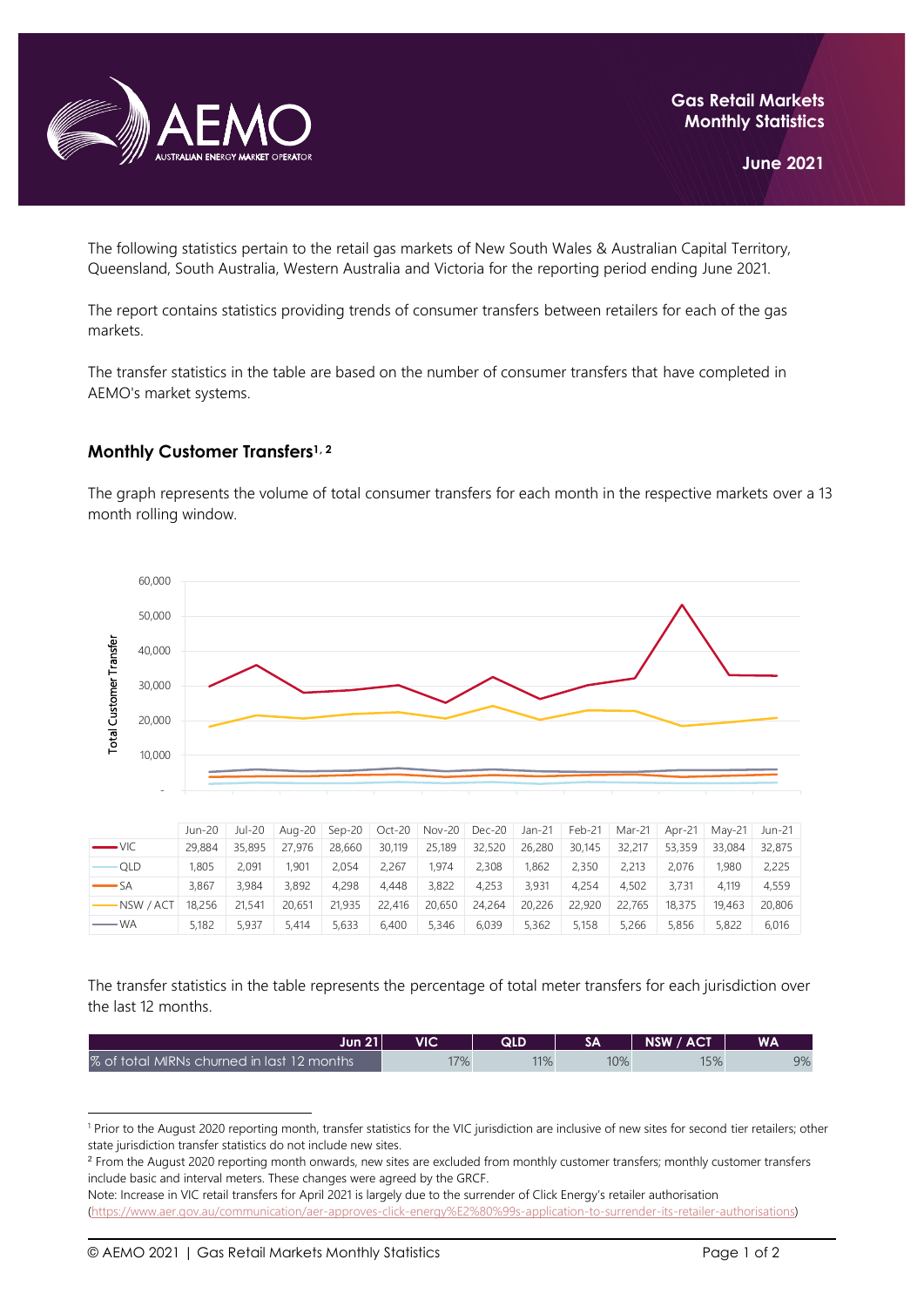**Gas Retail Markets Monthly Statistics**

**June 2021**

The following statistics pertain to the retail gas markets of New South Wales & Australian Capital Territory, Queensland, South Australia, Western Australia and Victoria for the reporting period ending June 2021.

The report contains statistics providing trends of consumer transfers between retailers for each of the gas markets.

The transfer statistics in the table are based on the number of consumer transfers that have completed in AEMO's market systems.

## Monthly Customer Transfers[1, 2]

The graph represents the volume of total consumer transfers for each month in the respective markets over a 13 month rolling window.

| | Jun-20 | Jul-20 | Aug-20 | Sep-20 | Oct-20 | Nov-20 | Dec-20 | Jan-21 | Feb-21 | Mar-21 | Apr-21 | May-21 | Jun-21 |
|---|---|---|---|---|---|---|---|---|---|---|---|---|---|
| VIC | 29,884 | 35,895 | 27,976 | 28,660 | 30,119 | 25,189 | 32,520 | 26,280 | 30,145 | 32,217 | 53,359 | 33,084 | 32,875 |
| QLD | 1,805 | 2,091 | 1,901 | 2,054 | 2,267 | 1,974 | 2,308 | 1,862 | 2,350 | 2,213 | 2,076 | 1,980 | 2,225 |
| SA | 3,867 | 3,984 | 3,892 | 4,298 | 4,448 | 3,822 | 4,253 | 3,931 | 4,254 | 4,502 | 3,731 | 4,119 | 4,559 |
| NSW / ACT | 18,256 | 21,541 | 20,651 | 21,935 | 22,416 | 20,650 | 24,264 | 20,226 | 22,920 | 22,765 | 18,375 | 19,463 | 20,806 |
| WA | 5,182 | 5,937 | 5,414 | 5,633 | 6,400 | 5,346 | 6,039 | 5,362 | 5,158 | 5,266 | 5,856 | 5,822 | 6,016 |

The transfer statistics in the table represents the percentage of total meter transfers for each jurisdiction over the last 12 months.

| Jun 21 | VIC | QLD | SA | NSW / ACT | WA |
|---|---|---|---|---|---|
| % of total MIRNs churned in last 12 months | 17% | 11% | 10% | 15% | 9% |

[1] Prior to the August 2020 reporting month, transfer statistics for the VIC jurisdiction are inclusive of new sites for second tier retailers; other state jurisdiction transfer statistics do not include new sites.

[2] From the August 2020 reporting month onwards, new sites are excluded from monthly customer transfers; monthly customer transfers include basic and interval meters. These changes were agreed by the GRCF.

Note: Increase in VIC retail transfers for April 2021 is largely due to the surrender of Click Energy's retailer authorisation (https://www.aer.gov.au/communication/aer-approves-click-energy%E2%80%99s-application-to-surrender-its-retailer-authorisations)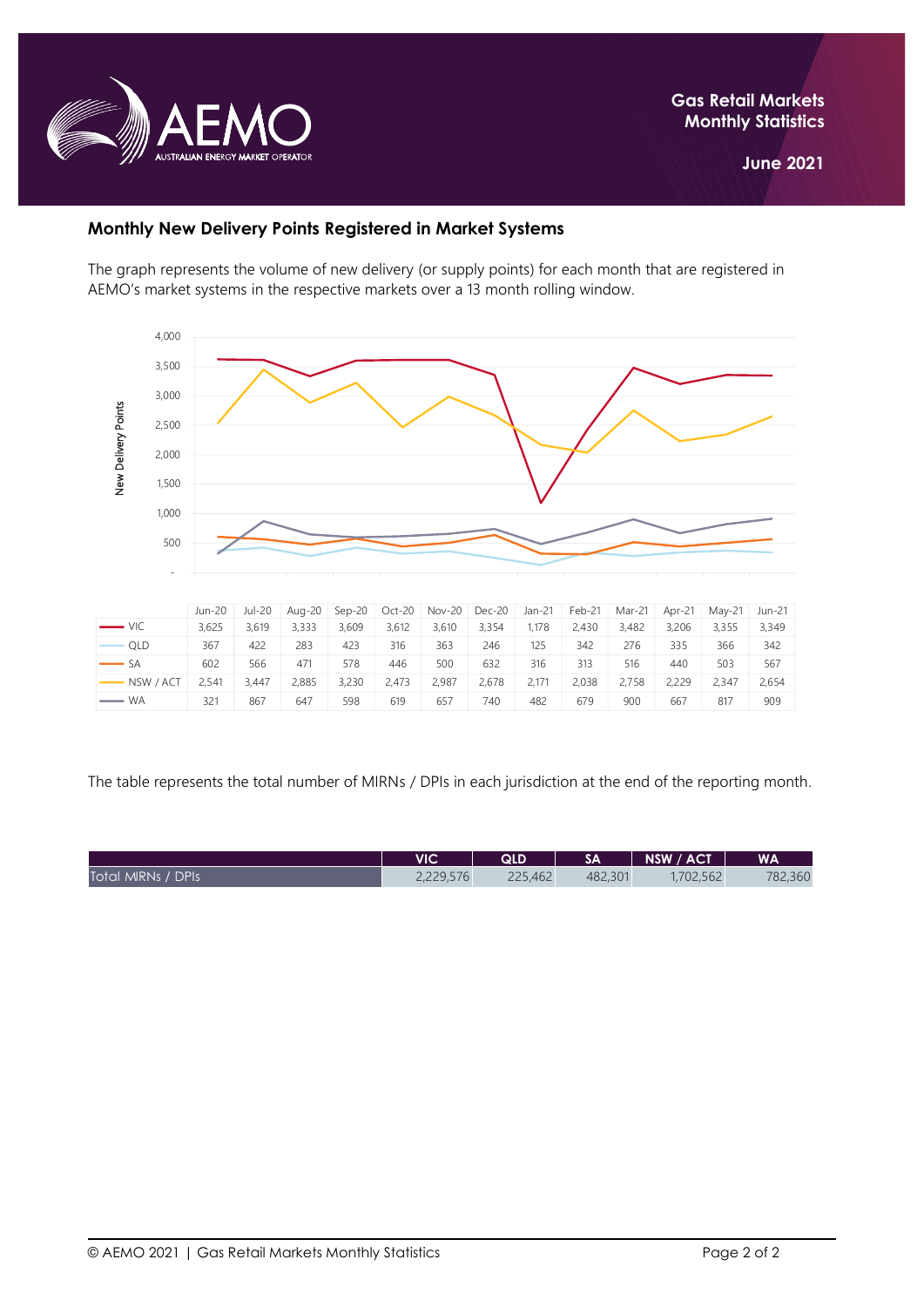Gas Retail Markets Monthly Statistics

June 2021

## Monthly New Delivery Points Registered in Market Systems

The graph represents the volume of new delivery (or supply points) for each month that are registered in AEMO's market systems in the respective markets over a 13 month rolling window.

New Delivery Points

4,000
3,500
3,000
2,500
2,000
1,500
1,000
500
-

| | Jun-20 | Jul-20 | Aug-20 | Sep-20 | Oct-20 | Nov-20 | Dec-20 | Jan-21 | Feb-21 | Mar-21 | Apr-21 | May-21 | Jun-21 |
|---|---|---|---|---|---|---|---|---|---|---|---|---|---|
| VIC | 3,625 | 3,619 | 3,333 | 3,609 | 3,612 | 3,610 | 3,354 | 1,178 | 2,430 | 3,482 | 3,206 | 3,355 | 3,349 |
| QLD | 367 | 422 | 283 | 423 | 316 | 363 | 246 | 125 | 342 | 276 | 335 | 366 | 342 |
| SA | 602 | 566 | 471 | 578 | 446 | 500 | 632 | 316 | 313 | 516 | 440 | 503 | 567 |
| NSW / ACT | 2,541 | 3,447 | 2,885 | 3,230 | 2,473 | 2,987 | 2,678 | 2,171 | 2,038 | 2,758 | 2,229 | 2,347 | 2,654 |
| WA | 321 | 867 | 647 | 598 | 619 | 657 | 740 | 482 | 679 | 900 | 667 | 817 | 909 |

The table represents the total number of MIRNs / DPIs in each jurisdiction at the end of the reporting month.

| | VIC | QLD | SA | NSW / ACT | WA |
|---|---|---|---|---|---|
| Total MIRNs / DPIs | 2,229,576 | 225,462 | 482,301 | 1,702,562 | 782,360 |